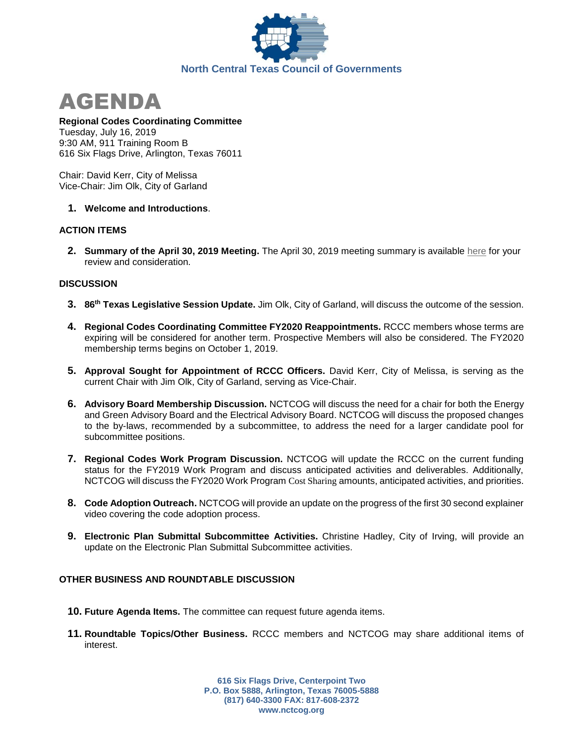North Central Texas Council of Governments

# AGENDA

**Regional Codes Coordinating Committee**
Tuesday, July 16, 2019
9:30 AM, 911 Training Room B
616 Six Flags Drive, Arlington, Texas 76011

Chair: David Kerr, City of Melissa
Vice-Chair: Jim Olk, City of Garland

1. **Welcome and Introductions**.

**ACTION ITEMS**

2. **Summary of the April 30, 2019 Meeting.** The April 30, 2019 meeting summary is available here for your review and consideration.

**DISCUSSION**

3. **86th Texas Legislative Session Update.** Jim Olk, City of Garland, will discuss the outcome of the session.

4. **Regional Codes Coordinating Committee FY2020 Reappointments.** RCCC members whose terms are expiring will be considered for another term. Prospective Members will also be considered. The FY2020 membership terms begins on October 1, 2019.

5. **Approval Sought for Appointment of RCCC Officers.** David Kerr, City of Melissa, is serving as the current Chair with Jim Olk, City of Garland, serving as Vice-Chair.

6. **Advisory Board Membership Discussion.** NCTCOG will discuss the need for a chair for both the Energy and Green Advisory Board and the Electrical Advisory Board. NCTCOG will discuss the proposed changes to the by-laws, recommended by a subcommittee, to address the need for a larger candidate pool for subcommittee positions.

7. **Regional Codes Work Program Discussion.** NCTCOG will update the RCCC on the current funding status for the FY2019 Work Program and discuss anticipated activities and deliverables. Additionally, NCTCOG will discuss the FY2020 Work Program Cost Sharing amounts, anticipated activities, and priorities.

8. **Code Adoption Outreach.** NCTCOG will provide an update on the progress of the first 30 second explainer video covering the code adoption process.

9. **Electronic Plan Submittal Subcommittee Activities.** Christine Hadley, City of Irving, will provide an update on the Electronic Plan Submittal Subcommittee activities.

**OTHER BUSINESS AND ROUNDTABLE DISCUSSION**

10. **Future Agenda Items.** The committee can request future agenda items.

11. **Roundtable Topics/Other Business.** RCCC members and NCTCOG may share additional items of interest.

616 Six Flags Drive, Centerpoint Two
P.O. Box 5888, Arlington, Texas 76005-5888
(817) 640-3300 FAX: 817-608-2372
www.nctcog.org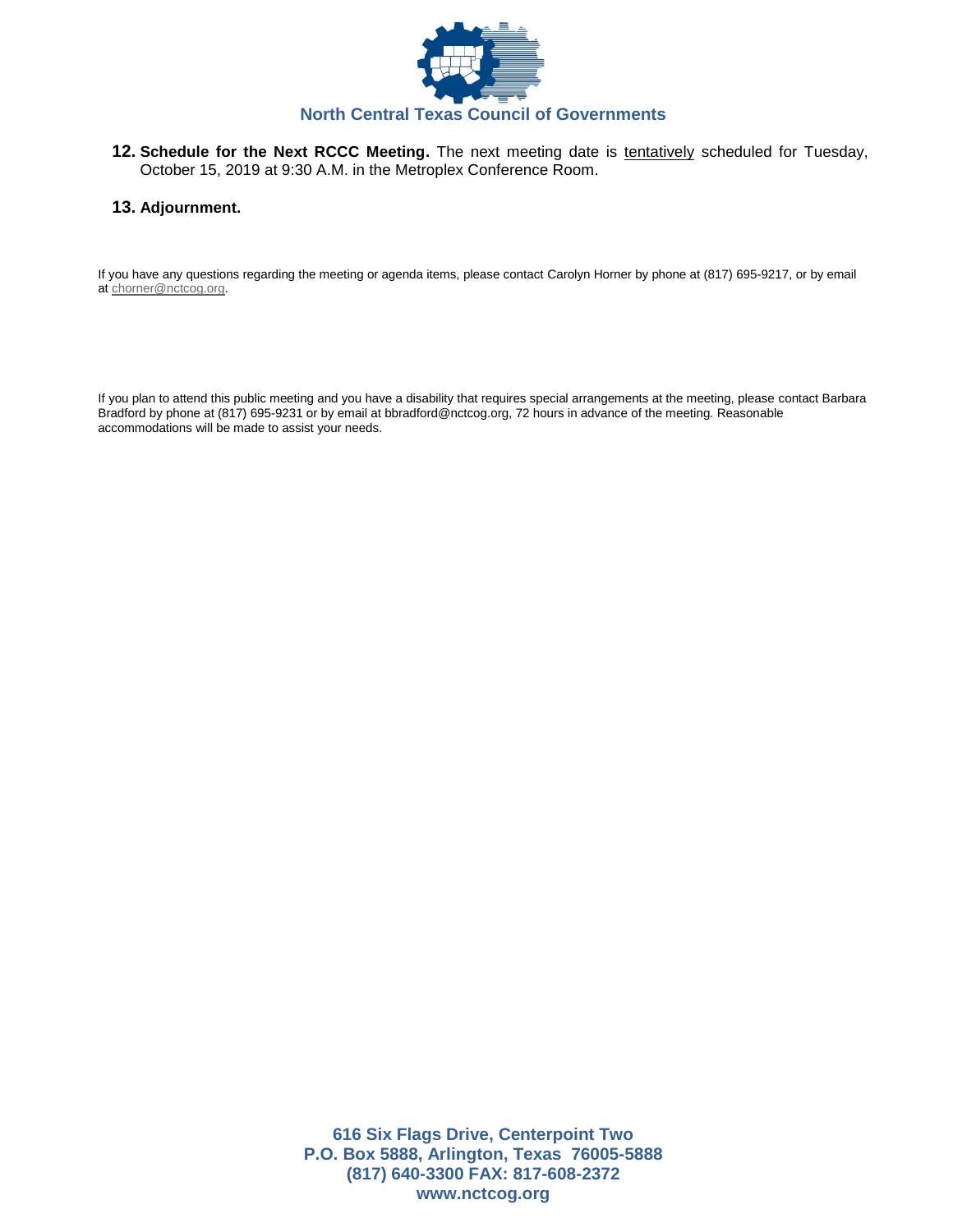**North Central Texas Council of Governments**

**12. Schedule for the Next RCCC Meeting.** The next meeting date is tentatively scheduled for Tuesday, October 15, 2019 at 9:30 A.M. in the Metroplex Conference Room.

**13. Adjournment.**

If you have any questions regarding the meeting or agenda items, please contact Carolyn Horner by phone at (817) 695-9217, or by email at chorner@nctcog.org.

If you plan to attend this public meeting and you have a disability that requires special arrangements at the meeting, please contact Barbara Bradford by phone at (817) 695-9231 or by email at bbradford@nctcog.org, 72 hours in advance of the meeting. Reasonable accommodations will be made to assist your needs.

**616 Six Flags Drive, Centerpoint Two**
**P.O. Box 5888, Arlington, Texas 76005-5888**
**(817) 640-3300 FAX: 817-608-2372**
**www.nctcog.org**